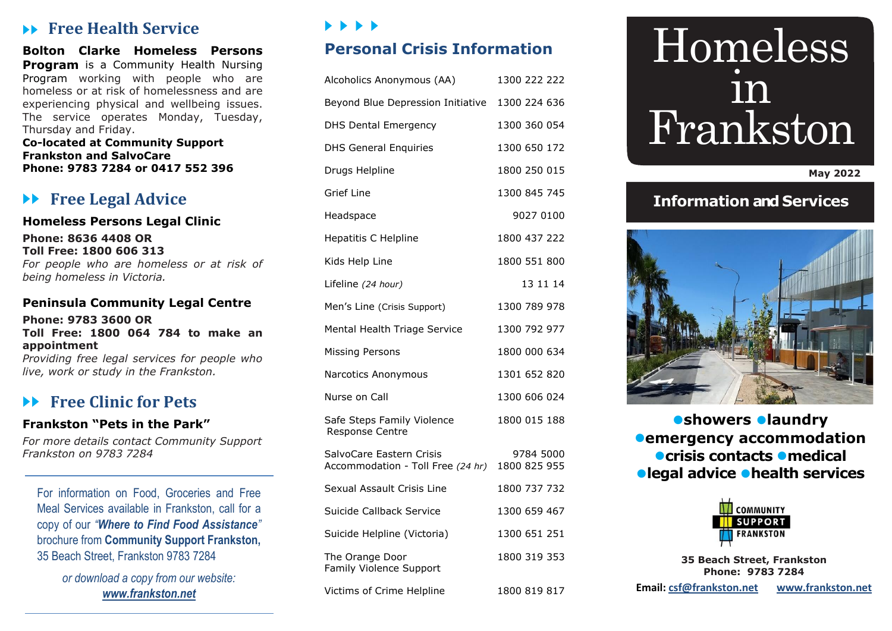## Free Health Service

**Bolton Clarke Homeless Persons Program** is a Community Health Nursing Program working with people who are homeless or at risk of homelessness and are experiencing physical and wellbeing issues. The service operates Monday, Tuesday, Thursday and Friday.

**Co-located at Community Support Frankston and SalvoCare**
**Phone: 9783 7284 or 0417 552 396**

## Free Legal Advice

### Homeless Persons Legal Clinic

**Phone: 8636 4408 OR**
**Toll Free: 1800 606 313**

*For people who are homeless or at risk of being homeless in Victoria.*

### Peninsula Community Legal Centre

**Phone: 9783 3600 OR**
**Toll Free: 1800 064 784 to make an appointment**

*Providing free legal services for people who live, work or study in the Frankston.*

## Free Clinic for Pets

### Frankston "Pets in the Park"

*For more details contact Community Support Frankston on 9783 7284*

For information on Food, Groceries and Free Meal Services available in Frankston, call for a copy of our *"**Where to Find Food Assistance**"* brochure from **Community Support Frankston,** 35 Beach Street, Frankston 9783 7284

*or download a copy from our website:* ***www.frankston.net***

## Personal Crisis Information

| Service | Phone |
|---|---|
| Alcoholics Anonymous (AA) | 1300 222 222 |
| Beyond Blue Depression Initiative | 1300 224 636 |
| DHS Dental Emergency | 1300 360 054 |
| DHS General Enquiries | 1300 650 172 |
| Drugs Helpline | 1800 250 015 |
| Grief Line | 1300 845 745 |
| Headspace | 9027 0100 |
| Hepatitis C Helpline | 1800 437 222 |
| Kids Help Line | 1800 551 800 |
| Lifeline *(24 hour)* | 13 11 14 |
| Men's Line (Crisis Support) | 1300 789 978 |
| Mental Health Triage Service | 1300 792 977 |
| Missing Persons | 1800 000 634 |
| Narcotics Anonymous | 1301 652 820 |
| Nurse on Call | 1300 606 024 |
| Safe Steps Family Violence Response Centre | 1800 015 188 |
| SalvoCare Eastern Crisis Accommodation - Toll Free *(24 hr)* | 9784 5000 / 1800 825 955 |
| Sexual Assault Crisis Line | 1800 737 732 |
| Suicide Callback Service | 1300 659 467 |
| Suicide Helpline (Victoria) | 1300 651 251 |
| The Orange Door Family Violence Support | 1800 319 353 |
| Victims of Crime Helpline | 1800 819 817 |

# Homeless in Frankston

**May 2022**

## Information and Services

**● showers ● laundry ● emergency accommodation ● crisis contacts ● medical ● legal advice ● health services**

COMMUNITY SUPPORT FRANKSTON

**35 Beach Street, Frankston**
**Phone: 9783 7284**

**Email:** **csf@frankston.net** **www.frankston.net**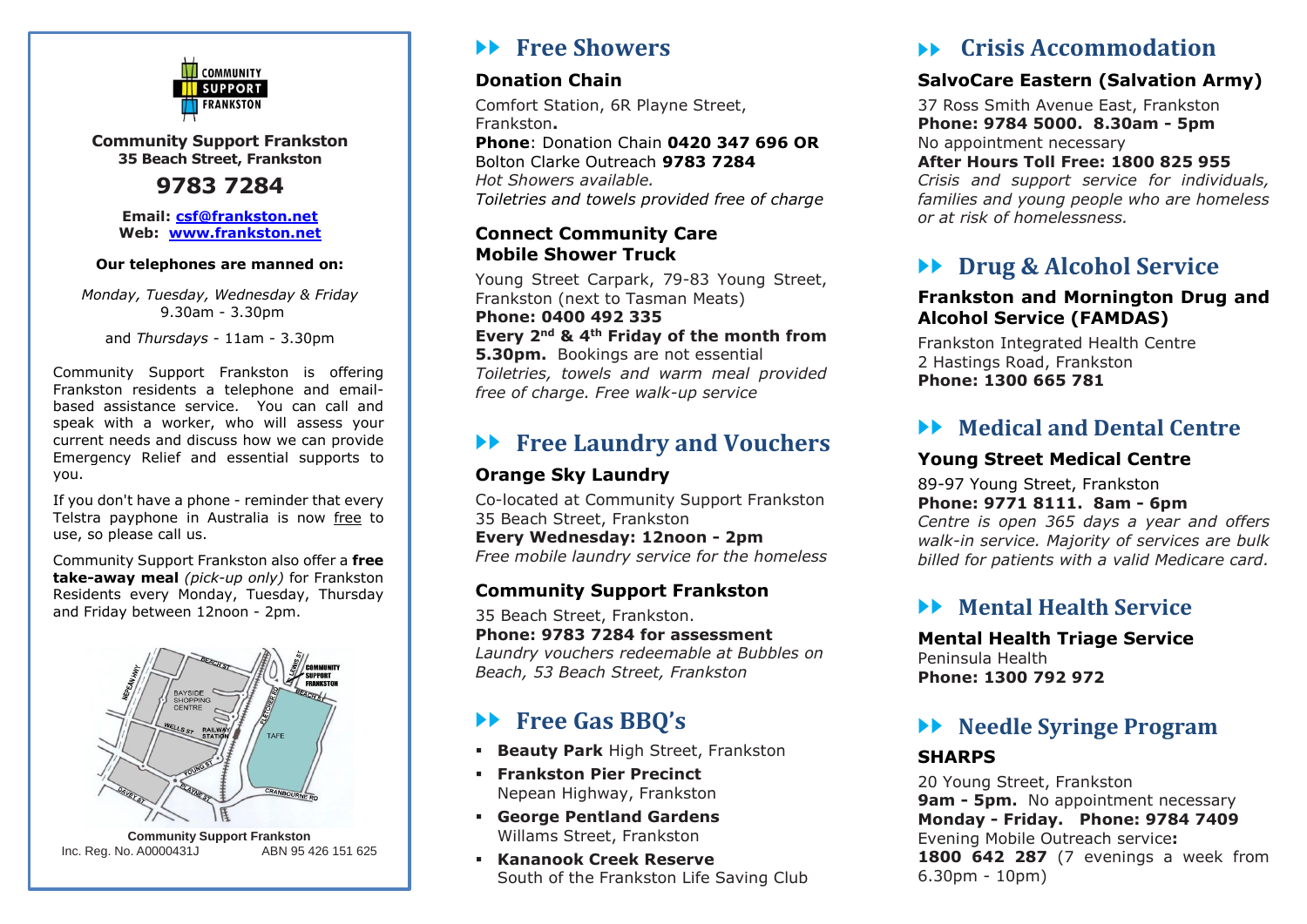**Community Support Frankston**
**35 Beach Street, Frankston**

## 9783 7284

**Email:** csf@frankston.net
**Web:** www.frankston.net

**Our telephones are manned on:**

*Monday, Tuesday, Wednesday & Friday*
9.30am - 3.30pm

and *Thursdays* - 11am - 3.30pm

Community Support Frankston is offering Frankston residents a telephone and email-based assistance service. You can call and speak with a worker, who will assess your current needs and discuss how we can provide Emergency Relief and essential supports to you.

If you don't have a phone - reminder that every Telstra payphone in Australia is now free to use, so please call us.

Community Support Frankston also offer a **free take-away meal** *(pick-up only)* for Frankston Residents every Monday, Tuesday, Thursday and Friday between 12noon - 2pm.

NEPEAN HWY
BEACH ST
LEWIS ST
COMMUNITY SUPPORT FRANKSTON
BAYSIDE SHOPPING CENTRE
BEACH ST
FLETCHER RD
WELLS ST
RAILWAY STATION
TAFE
YOUNG ST
PLAYNE ST
DAVEY ST
CRANBOURNE RD

**Community Support Frankston**
Inc. Reg. No. A0000431J ABN 95 426 151 625

## Free Showers

### Donation Chain

Comfort Station, 6R Playne Street, Frankston**.**
**Phone**: Donation Chain **0420 347 696 OR** Bolton Clarke Outreach **9783 7284**
*Hot Showers available.*
*Toiletries and towels provided free of charge*

### Connect Community Care Mobile Shower Truck

Young Street Carpark, 79-83 Young Street, Frankston (next to Tasman Meats)
**Phone: 0400 492 335**
**Every 2nd & 4th Friday of the month from 5.30pm.** Bookings are not essential
*Toiletries, towels and warm meal provided free of charge. Free walk-up service*

## Free Laundry and Vouchers

### Orange Sky Laundry

Co-located at Community Support Frankston
35 Beach Street, Frankston
**Every Wednesday: 12noon - 2pm**
*Free mobile laundry service for the homeless*

### Community Support Frankston

35 Beach Street, Frankston.
**Phone: 9783 7284 for assessment**
*Laundry vouchers redeemable at Bubbles on Beach, 53 Beach Street, Frankston*

## Free Gas BBQ's

- **Beauty Park** High Street, Frankston
- **Frankston Pier Precinct** Nepean Highway, Frankston
- **George Pentland Gardens** Willams Street, Frankston
- **Kananook Creek Reserve** South of the Frankston Life Saving Club

## Crisis Accommodation

### SalvoCare Eastern (Salvation Army)

37 Ross Smith Avenue East, Frankston
**Phone: 9784 5000. 8.30am - 5pm**
No appointment necessary
**After Hours Toll Free: 1800 825 955**
*Crisis and support service for individuals, families and young people who are homeless or at risk of homelessness.*

## Drug & Alcohol Service

### Frankston and Mornington Drug and Alcohol Service (FAMDAS)

Frankston Integrated Health Centre
2 Hastings Road, Frankston
**Phone: 1300 665 781**

## Medical and Dental Centre

### Young Street Medical Centre

89-97 Young Street, Frankston
**Phone: 9771 8111. 8am - 6pm**
*Centre is open 365 days a year and offers walk-in service. Majority of services are bulk billed for patients with a valid Medicare card.*

## Mental Health Service

### Mental Health Triage Service

Peninsula Health
**Phone: 1300 792 972**

## Needle Syringe Program

### SHARPS

20 Young Street, Frankston
**9am - 5pm.** No appointment necessary
**Monday - Friday. Phone: 9784 7409**
Evening Mobile Outreach service**:**
**1800 642 287** (7 evenings a week from 6.30pm - 10pm)